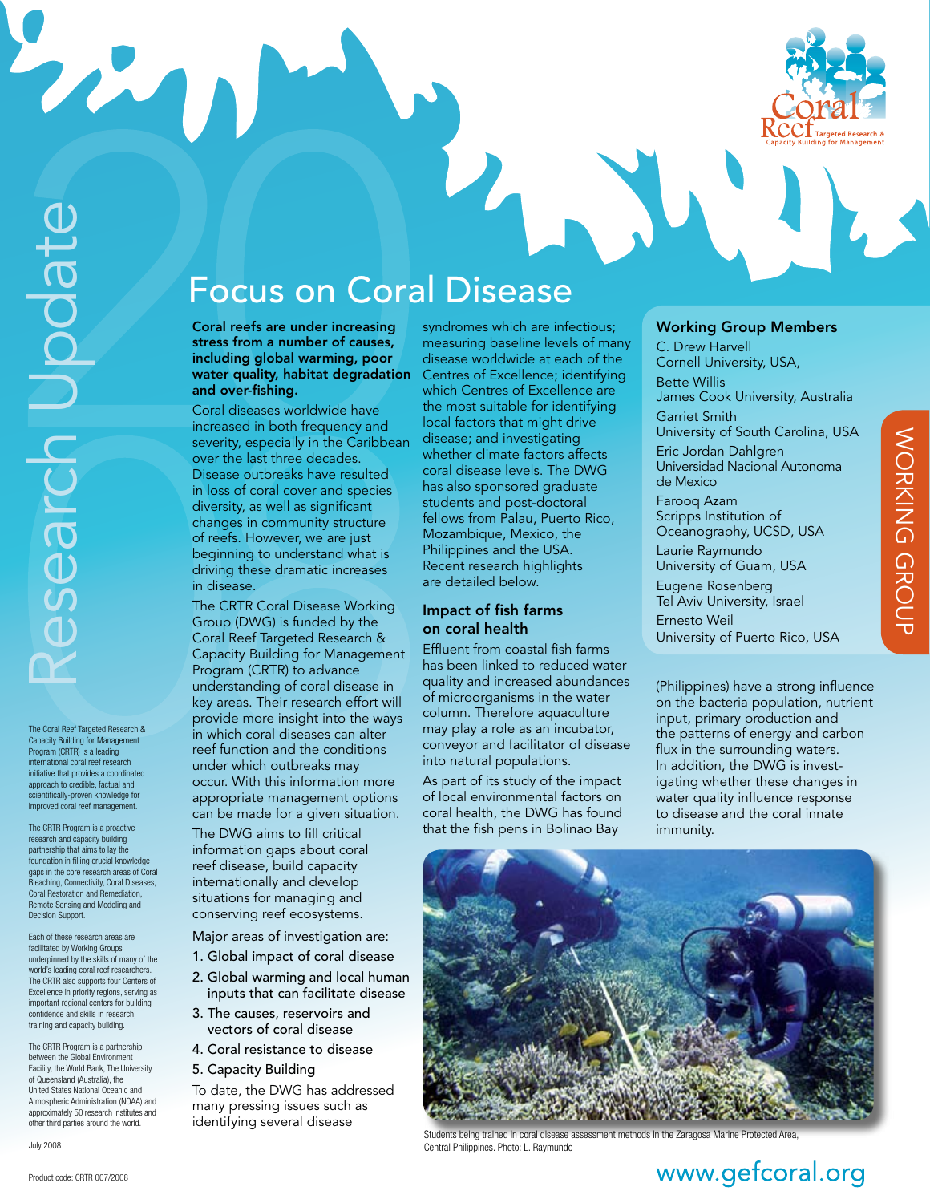# Focus on Coral Disease

**Coral reefs are under increasing stress from a number of causes, including global warming, poor water quality, habitat degradation and over-fishing.**

Coral diseases worldwide have increased in both frequency and severity, especially in the Caribbean over the last three decades. Disease outbreaks have resulted in loss of coral cover and species diversity, as well as significant changes in community structure of reefs. However, we are just beginning to understand what is driving these dramatic increases in disease.

The CRTR Coral Disease Working Group (DWG) is funded by the Coral Reef Targeted Research & Capacity Building for Management Program (CRTR) to advance understanding of coral disease in key areas. Their research effort will provide more insight into the ways in which coral diseases can alter reef function and the conditions under which outbreaks may occur. With this information more appropriate management options can be made for a given situation.

The DWG aims to fill critical information gaps about coral reef disease, build capacity internationally and develop situations for managing and conserving reef ecosystems.

Major areas of investigation are:

1. Global impact of coral disease
2. Global warming and local human inputs that can facilitate disease
3. The causes, reservoirs and vectors of coral disease
4. Coral resistance to disease
5. Capacity Building

To date, the DWG has addressed many pressing issues such as identifying several disease syndromes which are infectious; measuring baseline levels of many disease worldwide at each of the Centres of Excellence; identifying which Centres of Excellence are the most suitable for identifying local factors that might drive disease; and investigating whether climate factors affects coral disease levels. The DWG has also sponsored graduate students and post-doctoral fellows from Palau, Puerto Rico, Mozambique, Mexico, the Philippines and the USA. Recent research highlights are detailed below.

## Impact of fish farms on coral health

Effluent from coastal fish farms has been linked to reduced water quality and increased abundances of microorganisms in the water column. Therefore aquaculture may play a role as an incubator, conveyor and facilitator of disease into natural populations.

As part of its study of the impact of local environmental factors on coral health, the DWG has found that the fish pens in Bolinao Bay (Philippines) have a strong influence on the bacteria population, nutrient input, primary production and the patterns of energy and carbon flux in the surrounding waters. In addition, the DWG is investigating whether these changes in water quality influence response to disease and the coral innate immunity.

Students being trained in coral disease assessment methods in the Zaragosa Marine Protected Area, Central Philippines. Photo: L. Raymundo

## Working Group Members

C. Drew Harvell
Cornell University, USA,

Bette Willis
James Cook University, Australia

Garriet Smith
University of South Carolina, USA

Eric Jordan Dahlgren
Universidad Nacional Autonoma de Mexico

Farooq Azam
Scripps Institution of Oceanography, UCSD, USA

Laurie Raymundo
University of Guam, USA

Eugene Rosenberg
Tel Aviv University, Israel

Ernesto Weil
University of Puerto Rico, USA

---

The Coral Reef Targeted Research & Capacity Building for Management Program (CRTR) is a leading international coral reef research initiative that provides a coordinated approach to credible, factual and scientifically-proven knowledge for improved coral reef management.

The CRTR Program is a proactive research and capacity building partnership that aims to lay the foundation in filling crucial knowledge gaps in the core research areas of Coral Bleaching, Connectivity, Coral Diseases, Coral Restoration and Remediation, Remote Sensing and Modeling and Decision Support.

Each of these research areas are facilitated by Working Groups underpinned by the skills of many of the world's leading coral reef researchers. The CRTR also supports four Centers of Excellence in priority regions, serving as important regional centers for building confidence and skills in research, training and capacity building.

The CRTR Program is a partnership between the Global Environment Facility, the World Bank, The University of Queensland (Australia), the United States National Oceanic and Atmospheric Administration (NOAA) and approximately 50 research institutes and other third parties around the world.

July 2008

Product code: CRTR 007/2008

www.gefcoral.org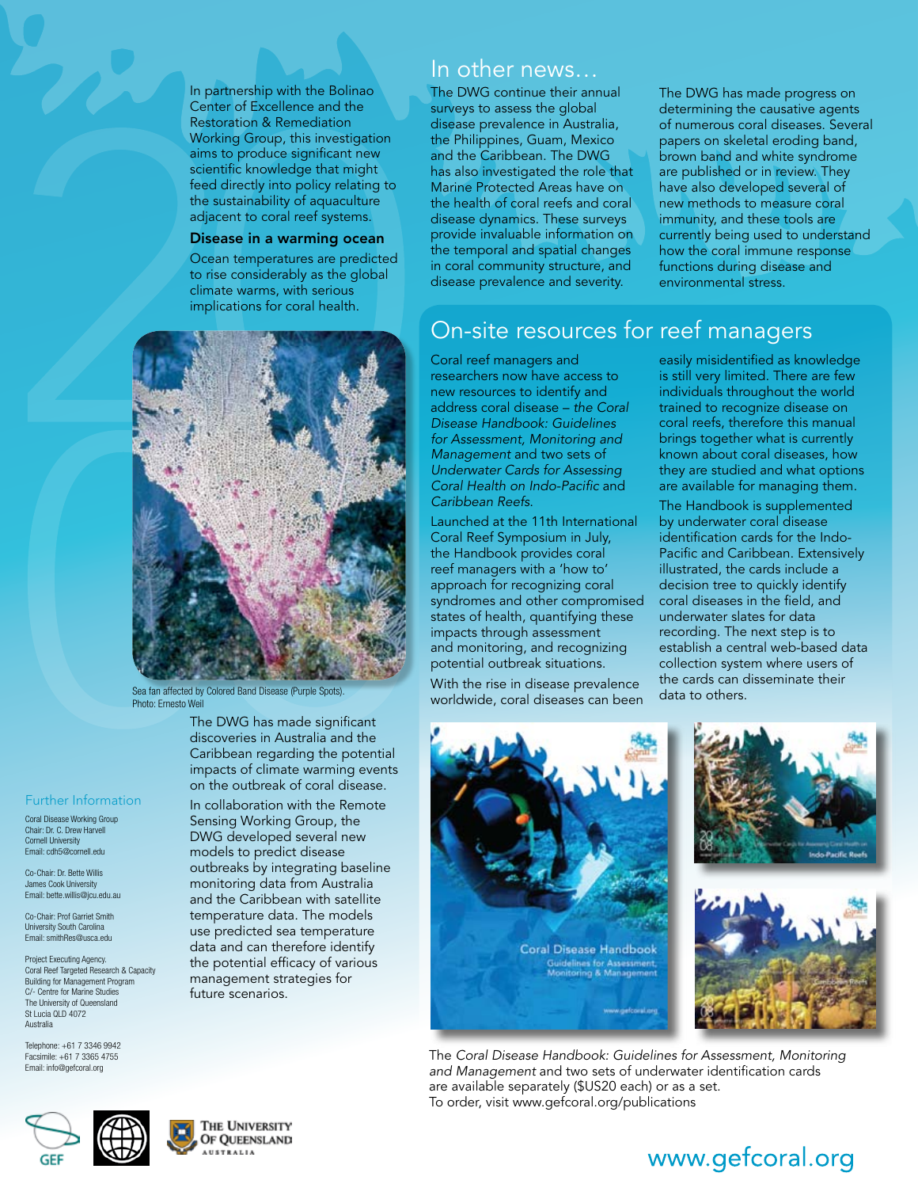In partnership with the Bolinao Center of Excellence and the Restoration & Remediation Working Group, this investigation aims to produce significant new scientific knowledge that might feed directly into policy relating to the sustainability of aquaculture adjacent to coral reef systems.

### Disease in a warming ocean

Ocean temperatures are predicted to rise considerably as the global climate warms, with serious implications for coral health.

Sea fan affected by Colored Band Disease (Purple Spots). Photo: Ernesto Weil

The DWG has made significant discoveries in Australia and the Caribbean regarding the potential impacts of climate warming events on the outbreak of coral disease.

In collaboration with the Remote Sensing Working Group, the DWG developed several new models to predict disease outbreaks by integrating baseline monitoring data from Australia and the Caribbean with satellite temperature data. The models use predicted sea temperature data and can therefore identify the potential efficacy of various management strategies for future scenarios.

## In other news…

The DWG continue their annual surveys to assess the global disease prevalence in Australia, the Philippines, Guam, Mexico and the Caribbean. The DWG has also investigated the role that Marine Protected Areas have on the health of coral reefs and coral disease dynamics. These surveys provide invaluable information on the temporal and spatial changes in coral community structure, and disease prevalence and severity.

The DWG has made progress on determining the causative agents of numerous coral diseases. Several papers on skeletal eroding band, brown band and white syndrome are published or in review. They have also developed several of new methods to measure coral immunity, and these tools are currently being used to understand how the coral immune response functions during disease and environmental stress.

## On-site resources for reef managers

Coral reef managers and researchers now have access to new resources to identify and address coral disease – *the Coral Disease Handbook: Guidelines for Assessment, Monitoring and Management* and two sets of *Underwater Cards for Assessing Coral Health on Indo-Pacific* and *Caribbean Reefs*.

Launched at the 11th International Coral Reef Symposium in July, the Handbook provides coral reef managers with a 'how to' approach for recognizing coral syndromes and other compromised states of health, quantifying these impacts through assessment and monitoring, and recognizing potential outbreak situations.

With the rise in disease prevalence worldwide, coral diseases can been easily misidentified as knowledge is still very limited. There are few individuals throughout the world trained to recognize disease on coral reefs, therefore this manual brings together what is currently known about coral diseases, how they are studied and what options are available for managing them.

The Handbook is supplemented by underwater coral disease identification cards for the Indo-Pacific and Caribbean. Extensively illustrated, the cards include a decision tree to quickly identify coral diseases in the field, and underwater slates for data recording. The next step is to establish a central web-based data collection system where users of the cards can disseminate their data to others.

The *Coral Disease Handbook: Guidelines for Assessment, Monitoring and Management* and two sets of underwater identification cards are available separately ($US20 each) or as a set.
To order, visit www.gefcoral.org/publications

### Further Information

Coral Disease Working Group
Chair: Dr. C. Drew Harvell
Cornell University
Email: cdh5@cornell.edu

Co-Chair: Dr. Bette Willis
James Cook University
Email: bette.willis@jcu.edu.au

Co-Chair: Prof Garriet Smith
University South Carolina
Email: smithRes@usca.edu

Project Executing Agency.
Coral Reef Targeted Research & Capacity Building for Management Program
C/- Centre for Marine Studies
The University of Queensland
St Lucia QLD 4072
Australia

Telephone: +61 7 3346 9942
Facsimile: +61 7 3365 4755
Email: info@gefcoral.org

www.gefcoral.org